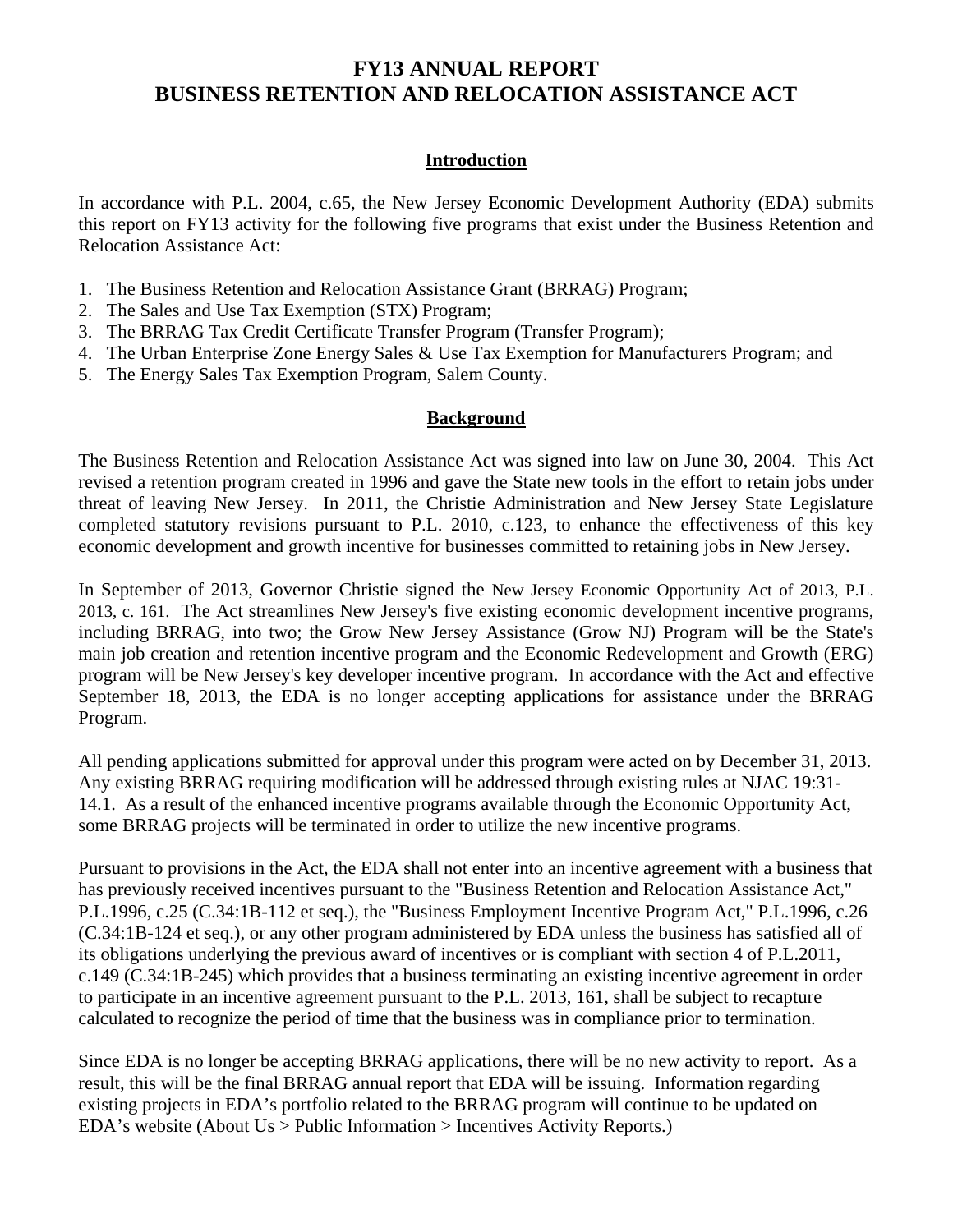# FY13 ANNUAL REPORT
# BUSINESS RETENTION AND RELOCATION ASSISTANCE ACT

## Introduction

In accordance with P.L. 2004, c.65, the New Jersey Economic Development Authority (EDA) submits this report on FY13 activity for the following five programs that exist under the Business Retention and Relocation Assistance Act:

1. The Business Retention and Relocation Assistance Grant (BRRAG) Program;
2. The Sales and Use Tax Exemption (STX) Program;
3. The BRRAG Tax Credit Certificate Transfer Program (Transfer Program);
4. The Urban Enterprise Zone Energy Sales & Use Tax Exemption for Manufacturers Program; and
5. The Energy Sales Tax Exemption Program, Salem County.

## Background

The Business Retention and Relocation Assistance Act was signed into law on June 30, 2004. This Act revised a retention program created in 1996 and gave the State new tools in the effort to retain jobs under threat of leaving New Jersey. In 2011, the Christie Administration and New Jersey State Legislature completed statutory revisions pursuant to P.L. 2010, c.123, to enhance the effectiveness of this key economic development and growth incentive for businesses committed to retaining jobs in New Jersey.

In September of 2013, Governor Christie signed the New Jersey Economic Opportunity Act of 2013, P.L. 2013, c. 161. The Act streamlines New Jersey's five existing economic development incentive programs, including BRRAG, into two; the Grow New Jersey Assistance (Grow NJ) Program will be the State's main job creation and retention incentive program and the Economic Redevelopment and Growth (ERG) program will be New Jersey's key developer incentive program. In accordance with the Act and effective September 18, 2013, the EDA is no longer accepting applications for assistance under the BRRAG Program.

All pending applications submitted for approval under this program were acted on by December 31, 2013. Any existing BRRAG requiring modification will be addressed through existing rules at NJAC 19:31-14.1. As a result of the enhanced incentive programs available through the Economic Opportunity Act, some BRRAG projects will be terminated in order to utilize the new incentive programs.

Pursuant to provisions in the Act, the EDA shall not enter into an incentive agreement with a business that has previously received incentives pursuant to the "Business Retention and Relocation Assistance Act," P.L.1996, c.25 (C.34:1B-112 et seq.), the "Business Employment Incentive Program Act," P.L.1996, c.26 (C.34:1B-124 et seq.), or any other program administered by EDA unless the business has satisfied all of its obligations underlying the previous award of incentives or is compliant with section 4 of P.L.2011, c.149 (C.34:1B-245) which provides that a business terminating an existing incentive agreement in order to participate in an incentive agreement pursuant to the P.L. 2013, 161, shall be subject to recapture calculated to recognize the period of time that the business was in compliance prior to termination.

Since EDA is no longer be accepting BRRAG applications, there will be no new activity to report. As a result, this will be the final BRRAG annual report that EDA will be issuing. Information regarding existing projects in EDA's portfolio related to the BRRAG program will continue to be updated on EDA's website (About Us > Public Information > Incentives Activity Reports.)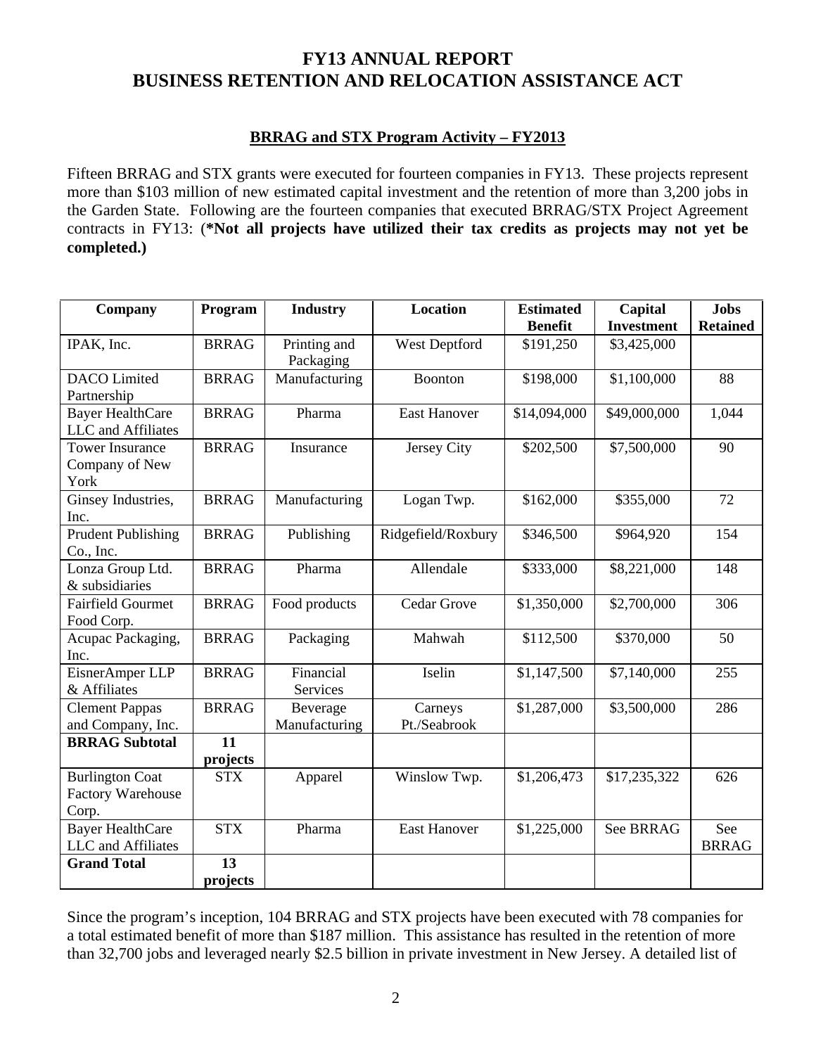# FY13 ANNUAL REPORT
# BUSINESS RETENTION AND RELOCATION ASSISTANCE ACT

## BRRAG and STX Program Activity – FY2013

Fifteen BRRAG and STX grants were executed for fourteen companies in FY13. These projects represent more than $103 million of new estimated capital investment and the retention of more than 3,200 jobs in the Garden State. Following are the fourteen companies that executed BRRAG/STX Project Agreement contracts in FY13: (**\*Not all projects have utilized their tax credits as projects may not yet be completed.)**

| Company | Program | Industry | Location | Estimated Benefit | Capital Investment | Jobs Retained |
|---|---|---|---|---|---|---|
| IPAK, Inc. | BRRAG | Printing and Packaging | West Deptford | $191,250 | $3,425,000 | |
| DACO Limited Partnership | BRRAG | Manufacturing | Boonton | $198,000 | $1,100,000 | 88 |
| Bayer HealthCare LLC and Affiliates | BRRAG | Pharma | East Hanover | $14,094,000 | $49,000,000 | 1,044 |
| Tower Insurance Company of New York | BRRAG | Insurance | Jersey City | $202,500 | $7,500,000 | 90 |
| Ginsey Industries, Inc. | BRRAG | Manufacturing | Logan Twp. | $162,000 | $355,000 | 72 |
| Prudent Publishing Co., Inc. | BRRAG | Publishing | Ridgefield/Roxbury | $346,500 | $964,920 | 154 |
| Lonza Group Ltd. & subsidiaries | BRRAG | Pharma | Allendale | $333,000 | $8,221,000 | 148 |
| Fairfield Gourmet Food Corp. | BRRAG | Food products | Cedar Grove | $1,350,000 | $2,700,000 | 306 |
| Acupac Packaging, Inc. | BRRAG | Packaging | Mahwah | $112,500 | $370,000 | 50 |
| EisnerAmper LLP & Affiliates | BRRAG | Financial Services | Iselin | $1,147,500 | $7,140,000 | 255 |
| Clement Pappas and Company, Inc. | BRRAG | Beverage Manufacturing | Carneys Pt./Seabrook | $1,287,000 | $3,500,000 | 286 |
| **BRRAG Subtotal** | **11 projects** | | | | | |
| Burlington Coat Factory Warehouse Corp. | STX | Apparel | Winslow Twp. | $1,206,473 | $17,235,322 | 626 |
| Bayer HealthCare LLC and Affiliates | STX | Pharma | East Hanover | $1,225,000 | See BRRAG | See BRRAG |
| **Grand Total** | **13 projects** | | | | | |

Since the program's inception, 104 BRRAG and STX projects have been executed with 78 companies for a total estimated benefit of more than $187 million. This assistance has resulted in the retention of more than 32,700 jobs and leveraged nearly $2.5 billion in private investment in New Jersey. A detailed list of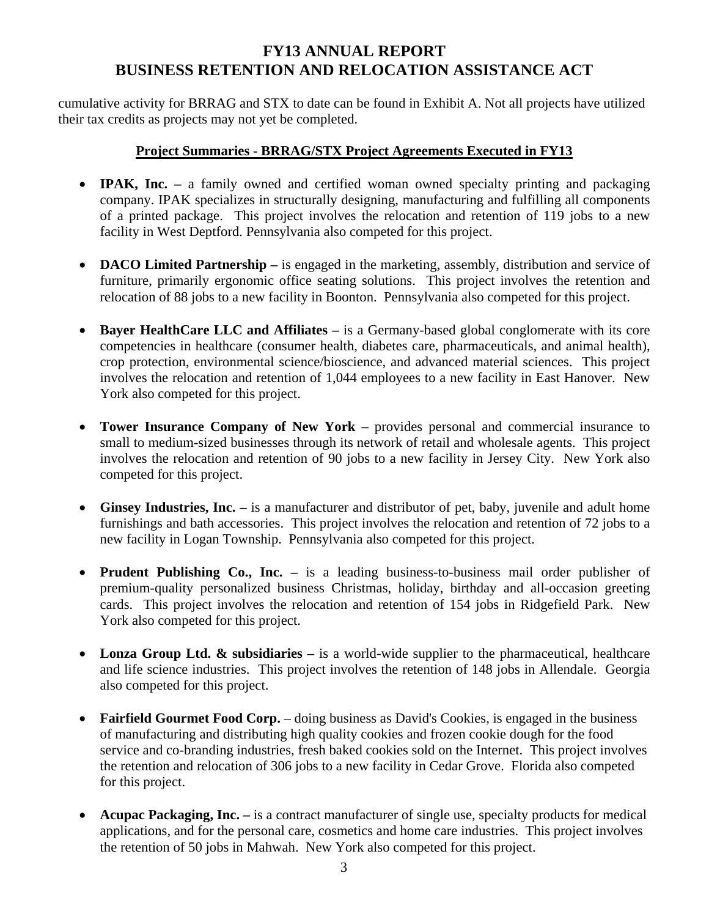cumulative activity for BRRAG and STX to date can be found in Exhibit A. Not all projects have utilized their tax credits as projects may not yet be completed.

**Project Summaries - BRRAG/STX Project Agreements Executed in FY13**

- **IPAK, Inc. –** a family owned and certified woman owned specialty printing and packaging company. IPAK specializes in structurally designing, manufacturing and fulfilling all components of a printed package. This project involves the relocation and retention of 119 jobs to a new facility in West Deptford. Pennsylvania also competed for this project.

- **DACO Limited Partnership –** is engaged in the marketing, assembly, distribution and service of furniture, primarily ergonomic office seating solutions. This project involves the retention and relocation of 88 jobs to a new facility in Boonton. Pennsylvania also competed for this project.

- **Bayer HealthCare LLC and Affiliates –** is a Germany-based global conglomerate with its core competencies in healthcare (consumer health, diabetes care, pharmaceuticals, and animal health), crop protection, environmental science/bioscience, and advanced material sciences. This project involves the relocation and retention of 1,044 employees to a new facility in East Hanover. New York also competed for this project.

- **Tower Insurance Company of New York** – provides personal and commercial insurance to small to medium-sized businesses through its network of retail and wholesale agents. This project involves the relocation and retention of 90 jobs to a new facility in Jersey City. New York also competed for this project.

- **Ginsey Industries, Inc. –** is a manufacturer and distributor of pet, baby, juvenile and adult home furnishings and bath accessories. This project involves the relocation and retention of 72 jobs to a new facility in Logan Township. Pennsylvania also competed for this project.

- **Prudent Publishing Co., Inc. –** is a leading business-to-business mail order publisher of premium-quality personalized business Christmas, holiday, birthday and all-occasion greeting cards. This project involves the relocation and retention of 154 jobs in Ridgefield Park. New York also competed for this project.

- **Lonza Group Ltd. & subsidiaries –** is a world-wide supplier to the pharmaceutical, healthcare and life science industries. This project involves the retention of 148 jobs in Allendale. Georgia also competed for this project.

- **Fairfield Gourmet Food Corp.** – doing business as David's Cookies, is engaged in the business of manufacturing and distributing high quality cookies and frozen cookie dough for the food service and co-branding industries, fresh baked cookies sold on the Internet. This project involves the retention and relocation of 306 jobs to a new facility in Cedar Grove. Florida also competed for this project.

- **Acupac Packaging, Inc. –** is a contract manufacturer of single use, specialty products for medical applications, and for the personal care, cosmetics and home care industries. This project involves the retention of 50 jobs in Mahwah. New York also competed for this project.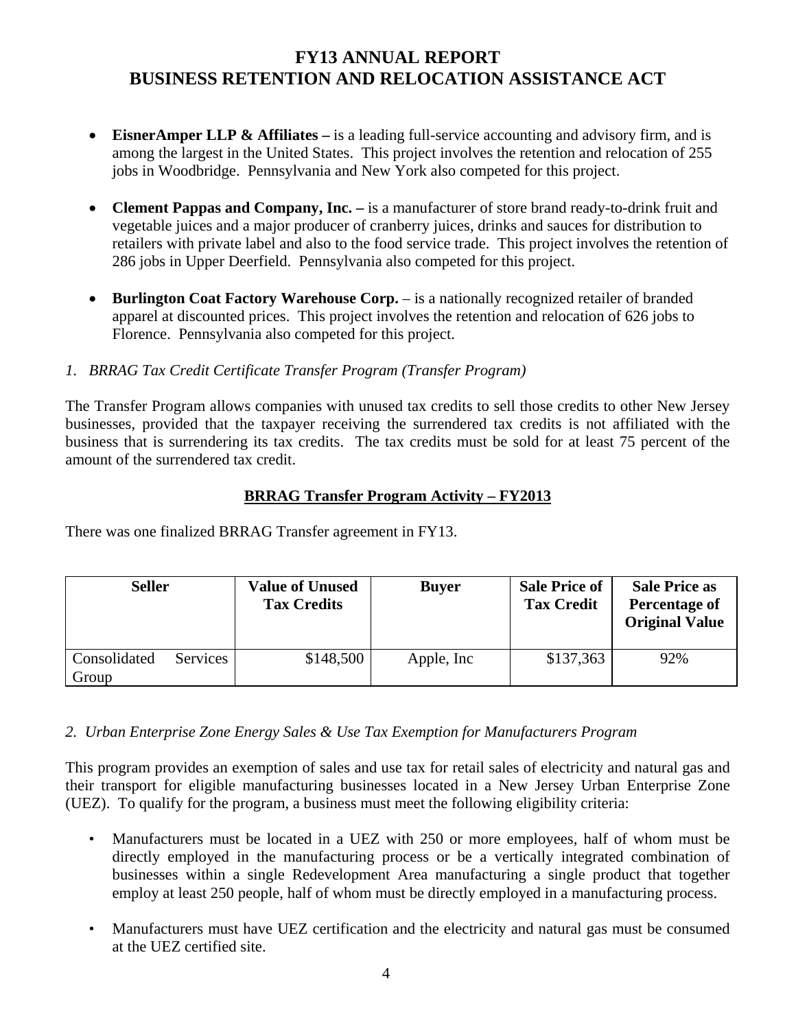- **EisnerAmper LLP & Affiliates –** is a leading full-service accounting and advisory firm, and is among the largest in the United States. This project involves the retention and relocation of 255 jobs in Woodbridge. Pennsylvania and New York also competed for this project.

- **Clement Pappas and Company, Inc. –** is a manufacturer of store brand ready-to-drink fruit and vegetable juices and a major producer of cranberry juices, drinks and sauces for distribution to retailers with private label and also to the food service trade. This project involves the retention of 286 jobs in Upper Deerfield. Pennsylvania also competed for this project.

- **Burlington Coat Factory Warehouse Corp.** – is a nationally recognized retailer of branded apparel at discounted prices. This project involves the retention and relocation of 626 jobs to Florence. Pennsylvania also competed for this project.

*1. BRRAG Tax Credit Certificate Transfer Program (Transfer Program)*

The Transfer Program allows companies with unused tax credits to sell those credits to other New Jersey businesses, provided that the taxpayer receiving the surrendered tax credits is not affiliated with the business that is surrendering its tax credits. The tax credits must be sold for at least 75 percent of the amount of the surrendered tax credit.

**BRRAG Transfer Program Activity – FY2013**

There was one finalized BRRAG Transfer agreement in FY13.

| Seller | Value of Unused Tax Credits | Buyer | Sale Price of Tax Credit | Sale Price as Percentage of Original Value |
|---|---|---|---|---|
| Consolidated Services Group | $148,500 | Apple, Inc | $137,363 | 92% |

*2. Urban Enterprise Zone Energy Sales & Use Tax Exemption for Manufacturers Program*

This program provides an exemption of sales and use tax for retail sales of electricity and natural gas and their transport for eligible manufacturing businesses located in a New Jersey Urban Enterprise Zone (UEZ). To qualify for the program, a business must meet the following eligibility criteria:

- Manufacturers must be located in a UEZ with 250 or more employees, half of whom must be directly employed in the manufacturing process or be a vertically integrated combination of businesses within a single Redevelopment Area manufacturing a single product that together employ at least 250 people, half of whom must be directly employed in a manufacturing process.

- Manufacturers must have UEZ certification and the electricity and natural gas must be consumed at the UEZ certified site.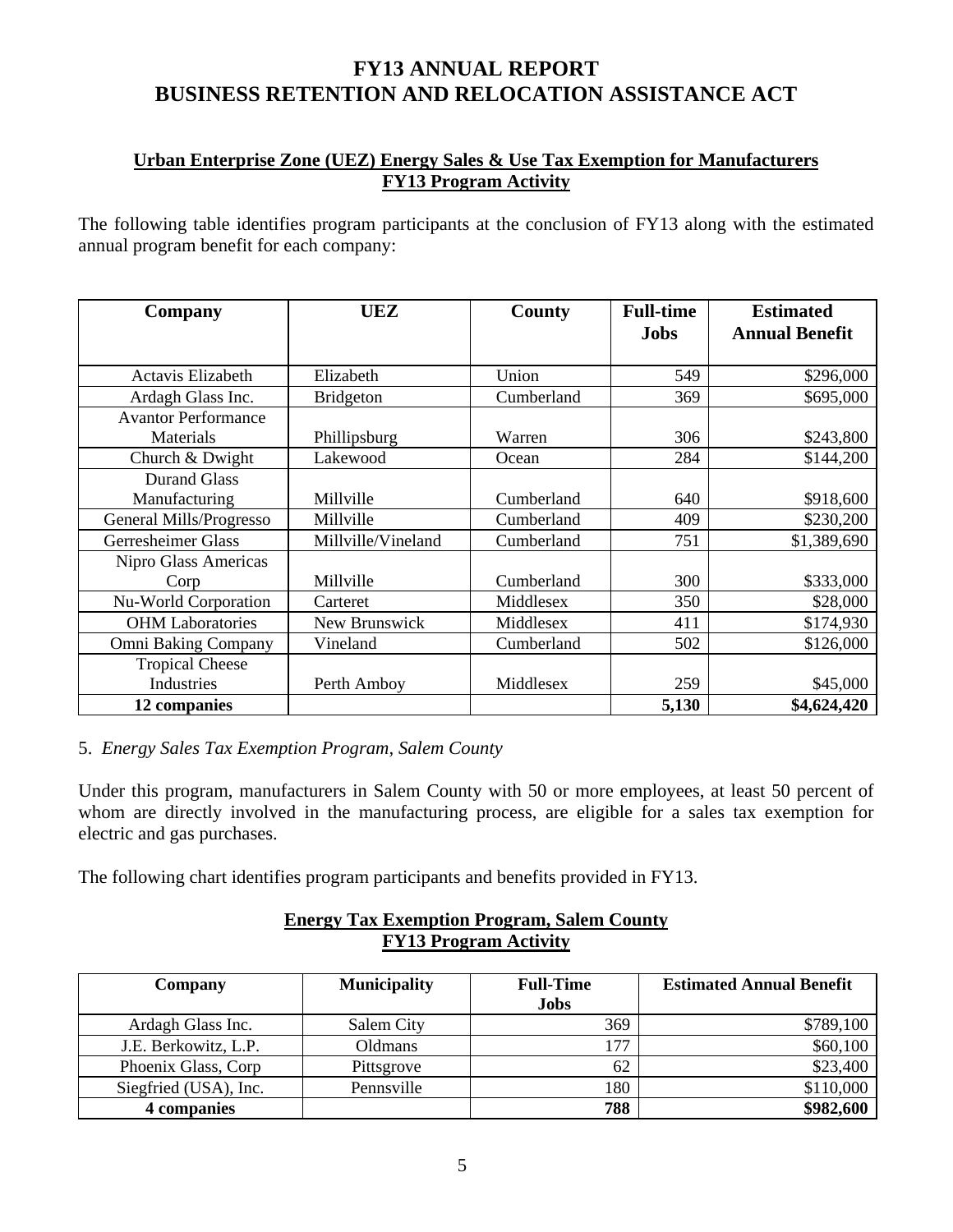# FY13 ANNUAL REPORT
# BUSINESS RETENTION AND RELOCATION ASSISTANCE ACT

**Urban Enterprise Zone (UEZ) Energy Sales & Use Tax Exemption for Manufacturers**
**FY13 Program Activity**

The following table identifies program participants at the conclusion of FY13 along with the estimated annual program benefit for each company:

| Company | UEZ | County | Full-time Jobs | Estimated Annual Benefit |
|---|---|---|---|---|
| Actavis Elizabeth | Elizabeth | Union | 549 | $296,000 |
| Ardagh Glass Inc. | Bridgeton | Cumberland | 369 | $695,000 |
| Avantor Performance Materials | Phillipsburg | Warren | 306 | $243,800 |
| Church & Dwight | Lakewood | Ocean | 284 | $144,200 |
| Durand Glass Manufacturing | Millville | Cumberland | 640 | $918,600 |
| General Mills/Progresso | Millville | Cumberland | 409 | $230,200 |
| Gerresheimer Glass | Millville/Vineland | Cumberland | 751 | $1,389,690 |
| Nipro Glass Americas Corp | Millville | Cumberland | 300 | $333,000 |
| Nu-World Corporation | Carteret | Middlesex | 350 | $28,000 |
| OHM Laboratories | New Brunswick | Middlesex | 411 | $174,930 |
| Omni Baking Company | Vineland | Cumberland | 502 | $126,000 |
| Tropical Cheese Industries | Perth Amboy | Middlesex | 259 | $45,000 |
| **12 companies** | | | **5,130** | **$4,624,420** |

5. *Energy Sales Tax Exemption Program, Salem County*

Under this program, manufacturers in Salem County with 50 or more employees, at least 50 percent of whom are directly involved in the manufacturing process, are eligible for a sales tax exemption for electric and gas purchases.

The following chart identifies program participants and benefits provided in FY13.

**Energy Tax Exemption Program, Salem County**
**FY13 Program Activity**

| Company | Municipality | Full-Time Jobs | Estimated Annual Benefit |
|---|---|---|---|
| Ardagh Glass Inc. | Salem City | 369 | $789,100 |
| J.E. Berkowitz, L.P. | Oldmans | 177 | $60,100 |
| Phoenix Glass, Corp | Pittsgrove | 62 | $23,400 |
| Siegfried (USA), Inc. | Pennsville | 180 | $110,000 |
| **4 companies** | | **788** | **$982,600** |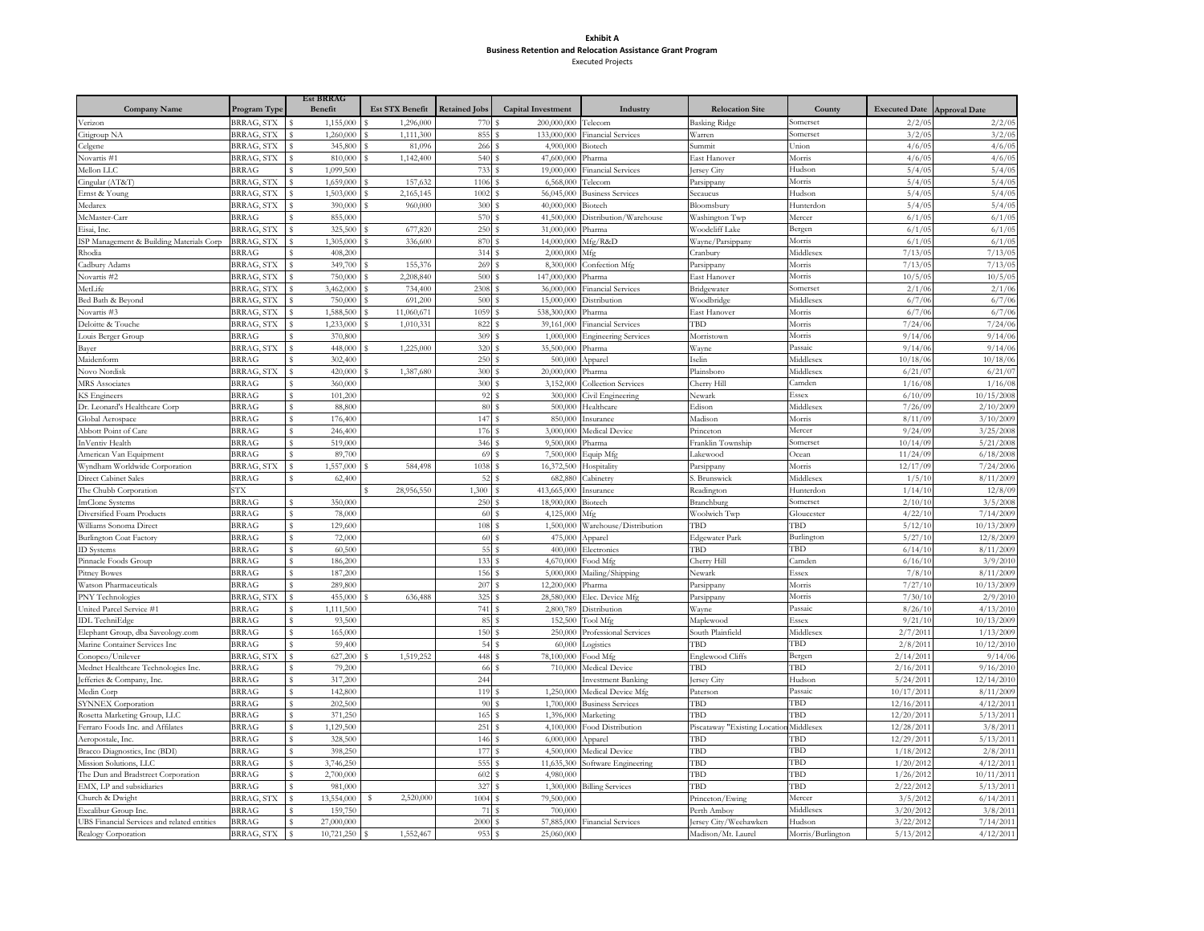**Exhibit A**
**Business Retention and Relocation Assistance Grant Program**
Executed Projects

| Company Name | Program Type | Est BRRAG Benefit | Est STX Benefit | Retained Jobs | Capital Investment | Industry | Relocation Site | County | Executed Date | Approval Date |
|---|---|---|---|---|---|---|---|---|---|---|
| Verizon | BRRAG, STX | $ 1,155,000 | $ 1,296,000 | 770 | $ 200,000,000 | Telecom | Basking Ridge | Somerset | 2/2/05 | 2/2/05 |
| Citigroup NA | BRRAG, STX | $ 1,260,000 | $ 1,111,300 | 855 | $ 133,000,000 | Financial Services | Warren | Somerset | 3/2/05 | 3/2/05 |
| Celgene | BRRAG, STX | $ 345,800 | $ 81,096 | 266 | $ 4,900,000 | Biotech | Summit | Union | 4/6/05 | 4/6/05 |
| Novartis #1 | BRRAG, STX | $ 810,000 | $ 1,142,400 | 540 | $ 47,600,000 | Pharma | East Hanover | Morris | 4/6/05 | 4/6/05 |
| Mellon LLC | BRRAG | $ 1,099,500 | | 733 | $ 19,000,000 | Financial Services | Jersey City | Hudson | 5/4/05 | 5/4/05 |
| Cingular (AT&T) | BRRAG, STX | $ 1,659,000 | $ 157,632 | 1106 | $ 6,568,000 | Telecom | Parsippany | Morris | 5/4/05 | 5/4/05 |
| Ernst & Young | BRRAG, STX | $ 1,503,000 | $ 2,165,145 | 1002 | $ 56,045,000 | Business Services | Secaucus | Hudson | 5/4/05 | 5/4/05 |
| Medarex | BRRAG, STX | $ 390,000 | $ 960,000 | 300 | $ 40,000,000 | Biotech | Bloomsbury | Hunterdon | 5/4/05 | 5/4/05 |
| McMaster-Carr | BRRAG | $ 855,000 | | 570 | $ 41,500,000 | Distribution/Warehouse | Washington Twp | Mercer | 6/1/05 | 6/1/05 |
| Eisai, Inc. | BRRAG, STX | $ 325,500 | $ 677,820 | 250 | $ 31,000,000 | Pharma | Woodcliff Lake | Bergen | 6/1/05 | 6/1/05 |
| ISP Management & Building Materials Corp | BRRAG, STX | $ 1,305,000 | $ 336,600 | 870 | $ 14,000,000 | Mfg/R&D | Wayne/Parsippany | Morris | 6/1/05 | 6/1/05 |
| Rhodia | BRRAG | $ 408,200 | | 314 | $ 2,000,000 | Mfg | Cranbury | Middlesex | 7/13/05 | 7/13/05 |
| Cadbury Adams | BRRAG, STX | $ 349,700 | $ 155,376 | 269 | $ 8,300,000 | Confection Mfg | Parsippany | Morris | 7/13/05 | 7/13/05 |
| Novartis #2 | BRRAG, STX | $ 750,000 | $ 2,208,840 | 500 | $ 147,000,000 | Pharma | East Hanover | Morris | 10/5/05 | 10/5/05 |
| MetLife | BRRAG, STX | $ 3,462,000 | $ 734,400 | 2308 | $ 36,000,000 | Financial Services | Bridgewater | Somerset | 2/1/06 | 2/1/06 |
| Bed Bath & Beyond | BRRAG, STX | $ 750,000 | $ 691,200 | 500 | $ 15,000,000 | Distribution | Woodbridge | Middlesex | 6/7/06 | 6/7/06 |
| Novartis #3 | BRRAG, STX | $ 1,588,500 | $ 11,060,671 | 1059 | $ 538,300,000 | Pharma | East Hanover | Morris | 6/7/06 | 6/7/06 |
| Deloitte & Touche | BRRAG, STX | $ 1,233,000 | $ 1,010,331 | 822 | $ 39,161,000 | Financial Services | TBD | Morris | 7/24/06 | 7/24/06 |
| Louis Berger Group | BRRAG | $ 370,800 | | 309 | $ 1,000,000 | Engineering Services | Morristown | Morris | 9/14/06 | 9/14/06 |
| Bayer | BRRAG, STX | $ 448,000 | $ 1,225,000 | 320 | $ 35,500,000 | Pharma | Wayne | Passaic | 9/14/06 | 9/14/06 |
| Maidenform | BRRAG | $ 302,400 | | 250 | $ 500,000 | Apparel | Iselin | Middlesex | 10/18/06 | 10/18/06 |
| Novo Nordisk | BRRAG, STX | $ 420,000 | $ 1,387,680 | 300 | $ 20,000,000 | Pharma | Plainsboro | Middlesex | 6/21/07 | 6/21/07 |
| MRS Associates | BRRAG | $ 360,000 | | 300 | $ 3,152,000 | Collection Services | Cherry Hill | Camden | 1/16/08 | 1/16/08 |
| KS Engineers | BRRAG | $ 101,200 | | 92 | $ 300,000 | Civil Engineering | Newark | Essex | 6/10/09 | 10/15/2008 |
| Dr. Leonard's Healthcare Corp | BRRAG | $ 88,800 | | 80 | $ 500,000 | Healthcare | Edison | Middlesex | 7/26/09 | 2/10/2009 |
| Global Aerospace | BRRAG | $ 176,400 | | 147 | $ 850,000 | Insurance | Madison | Morris | 8/11/09 | 3/10/2009 |
| Abbott Point of Care | BRRAG | $ 246,400 | | 176 | $ 3,000,000 | Medical Device | Princeton | Mercer | 9/24/09 | 3/25/2008 |
| InVentiv Health | BRRAG | $ 519,000 | | 346 | $ 9,500,000 | Pharma | Franklin Township | Somerset | 10/14/09 | 5/21/2008 |
| American Van Equipment | BRRAG | $ 89,700 | | 69 | $ 7,500,000 | Equip Mfg | Lakewood | Ocean | 11/24/09 | 6/18/2008 |
| Wyndham Worldwide Corporation | BRRAG, STX | $ 1,557,000 | $ 584,498 | 1038 | $ 16,372,500 | Hospitality | Parsippany | Morris | 12/17/09 | 7/24/2006 |
| Direct Cabinet Sales | BRRAG | $ 62,400 | | 52 | $ 682,880 | Cabinetry | S. Brunswick | Middlesex | 1/5/10 | 8/11/2009 |
| The Chubb Corporation | STX | | $ 28,956,550 | 1,300 | $ 413,665,000 | Insurance | Readington | Hunterdon | 1/14/10 | 12/8/09 |
| ImClone Systems | BRRAG | $ 350,000 | | 250 | $ 18,900,000 | Biotech | Branchburg | Somerset | 2/10/10 | 3/5/2008 |
| Diversified Foam Products | BRRAG | $ 78,000 | | 60 | $ 4,125,000 | Mfg | Woolwich Twp | Gloucester | 4/22/10 | 7/14/2009 |
| Williams Sonoma Direct | BRRAG | $ 129,600 | | 108 | $ 1,500,000 | Warehouse/Distribution | TBD | TBD | 5/12/10 | 10/13/2009 |
| Burlington Coat Factory | BRRAG | $ 72,000 | | 60 | $ 475,000 | Apparel | Edgewater Park | Burlington | 5/27/10 | 12/8/2009 |
| ID Systems | BRRAG | $ 60,500 | | 55 | $ 400,000 | Electronics | TBD | TBD | 6/14/10 | 8/11/2009 |
| Pinnacle Foods Group | BRRAG | $ 186,200 | | 133 | $ 4,670,000 | Food Mfg | Cherry Hill | Camden | 6/16/10 | 3/9/2010 |
| Pitney Bowes | BRRAG | $ 187,200 | | 156 | $ 5,000,000 | Mailing/Shipping | Newark | Essex | 7/8/10 | 8/11/2009 |
| Watson Pharmaceuticals | BRRAG | $ 289,800 | | 207 | $ 12,200,000 | Pharma | Parsippany | Morris | 7/27/10 | 10/13/2009 |
| PNY Technologies | BRRAG, STX | $ 455,000 | $ 636,488 | 325 | $ 28,580,000 | Elec. Device Mfg | Parsippany | Morris | 7/30/10 | 2/9/2010 |
| United Parcel Service #1 | BRRAG | $ 1,111,500 | | 741 | $ 2,800,789 | Distribution | Wayne | Passaic | 8/26/10 | 4/13/2010 |
| IDL TechniEdge | BRRAG | $ 93,500 | | 85 | $ 152,500 | Tool Mfg | Maplewood | Essex | 9/21/10 | 10/13/2009 |
| Elephant Group, dba Saveology.com | BRRAG | $ 165,000 | | 150 | $ 250,000 | Professional Services | South Plainfield | Middlesex | 2/7/2011 | 1/13/2009 |
| Marine Container Services Inc | BRRAG | $ 59,400 | | 54 | $ 60,000 | Logistics | TBD | TBD | 2/8/2011 | 10/12/2010 |
| Conopco/Unilever | BRRAG, STX | $ 627,200 | $ 1,519,252 | 448 | $ 78,100,000 | Food Mfg | Englewood Cliffs | Bergen | 2/14/2011 | 9/14/06 |
| Mednet Healthcare Technologies Inc. | BRRAG | $ 79,200 | | 66 | $ 710,000 | Medical Device | TBD | TBD | 2/16/2011 | 9/16/2010 |
| Jefferies & Company, Inc. | BRRAG | $ 317,200 | | 244 | | Investment Banking | Jersey City | Hudson | 5/24/2011 | 12/14/2010 |
| Medin Corp | BRRAG | $ 142,800 | | 119 | $ 1,250,000 | Medical Device Mfg | Paterson | Passaic | 10/17/2011 | 8/11/2009 |
| SYNNEX Corporation | BRRAG | $ 202,500 | | 90 | $ 1,700,000 | Business Services | TBD | TBD | 12/16/2011 | 4/12/2011 |
| Rosetta Marketing Group, LLC | BRRAG | $ 371,250 | | 165 | $ 1,396,000 | Marketing | TBD | TBD | 12/20/2011 | 5/13/2011 |
| Ferraro Foods Inc. and Affilates | BRRAG | $ 1,129,500 | | 251 | $ 4,100,000 | Food Distribution | Piscataway "Existing Location | Middlesex | 12/28/2011 | 3/8/2011 |
| Aeropostale, Inc. | BRRAG | $ 328,500 | | 146 | $ 6,000,000 | Apparel | TBD | TBD | 12/29/2011 | 5/13/2011 |
| Bracco Diagnostics, Inc (BDI) | BRRAG | $ 398,250 | | 177 | $ 4,500,000 | Medical Device | TBD | TBD | 1/18/2012 | 2/8/2011 |
| Mission Solutions, LLC | BRRAG | $ 3,746,250 | | 555 | $ 11,635,300 | Software Engineering | TBD | TBD | 1/20/2012 | 4/12/2011 |
| The Dun and Bradstreet Corporation | BRRAG | $ 2,700,000 | | 602 | $ 4,980,000 | | TBD | TBD | 1/26/2012 | 10/11/2011 |
| EMX, LP and subsidiaries | BRRAG | $ 981,000 | | 327 | $ 1,300,000 | Billing Services | TBD | TBD | 2/22/2012 | 5/13/2011 |
| Church & Dwight | BRRAG, STX | $ 13,554,000 | $ 2,520,000 | 1004 | $ 79,500,000 | | Princeton/Ewing | Mercer | 3/5/2012 | 6/14/2011 |
| Excalibur Group Inc. | BRRAG | $ 159,750 | | 71 | $ 700,000 | | Perth Amboy | Middlesex | 3/20/2012 | 3/8/2011 |
| UBS Financial Services and related entities | BRRAG | $ 27,000,000 | | 2000 | $ 57,885,000 | Financial Services | Jersey City/Weehawken | Hudson | 3/22/2012 | 7/14/2011 |
| Realogy Corporation | BRRAG, STX | $ 10,721,250 | $ 1,552,467 | 953 | $ 25,060,000 | | Madison/Mt. Laurel | Morris/Burlington | 5/13/2012 | 4/12/2011 |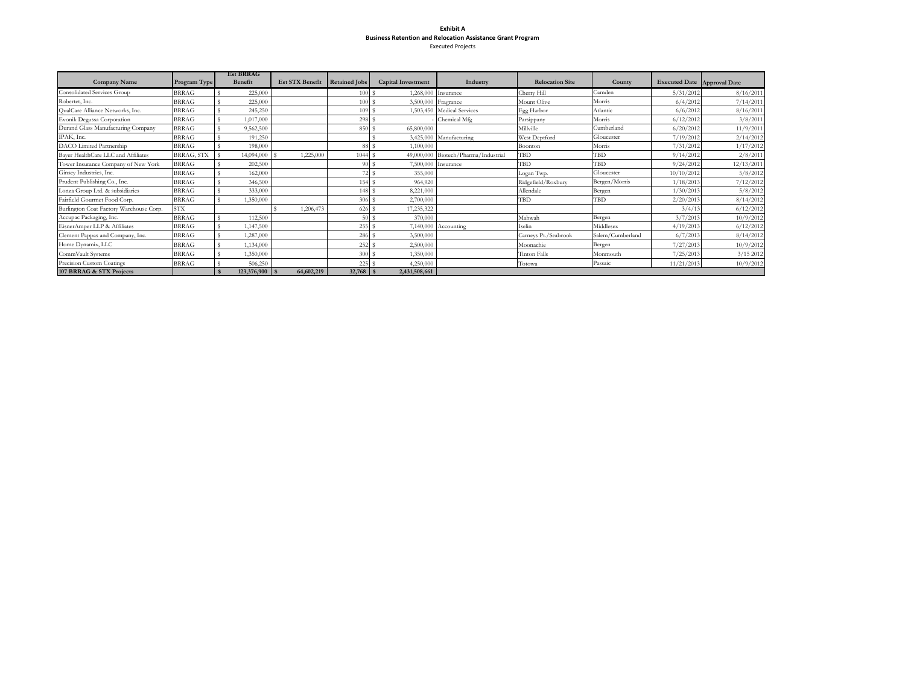**Exhibit A**
**Business Retention and Relocation Assistance Grant Program**
Executed Projects

| Company Name | Program Type | Est BRRAG Benefit | Est STX Benefit | Retained Jobs | Capital Investment | Industry | Relocation Site | County | Executed Date | Approval Date |
|---|---|---|---|---|---|---|---|---|---|---|
| Consolidated Services Group | BRRAG | $ 225,000 | | 100 | $ 1,268,000 | Insurance | Cherry Hill | Camden | 5/31/2012 | 8/16/2011 |
| Robertet, Inc. | BRRAG | $ 225,000 | | 100 | $ 3,500,000 | Fragrance | Mount Olive | Morris | 6/4/2012 | 7/14/2011 |
| QualCare Alliance Networks, Inc. | BRRAG | $ 245,250 | | 109 | $ 1,503,450 | Medical Services | Egg Harbor | Atlantic | 6/6/2012 | 8/16/2011 |
| Evonik Degussa Corporation | BRRAG | $ 1,017,000 | | 298 | $ - | Chemical Mfg | Parsippany | Morris | 6/12/2012 | 3/8/2011 |
| Durand Glass Manufacturing Company | BRRAG | $ 9,562,500 | | 850 | $ 65,800,000 | | Millville | Cumberland | 6/20/2012 | 11/9/2011 |
| IPAK, Inc. | BRRAG | $ 191,250 | | | $ 3,425,000 | Manufacturing | West Deptford | Gloucester | 7/19/2012 | 2/14/2012 |
| DACO Limited Partnership | BRRAG | $ 198,000 | | 88 | $ 1,100,000 | | Boonton | Morris | 7/31/2012 | 1/17/2012 |
| Bayer HealthCare LLC and Affiliates | BRRAG, STX | $ 14,094,000 | $ 1,225,000 | 1044 | $ 49,000,000 | Biotech/Pharma/Industrial | TBD | TBD | 9/14/2012 | 2/8/2011 |
| Tower Insurance Company of New York | BRRAG | $ 202,500 | | 90 | $ 7,500,000 | Insurance | TBD | TBD | 9/24/2012 | 12/13/2011 |
| Ginsey Industries, Inc. | BRRAG | $ 162,000 | | 72 | $ 355,000 | | Logan Twp. | Gloucester | 10/10/2012 | 5/8/2012 |
| Prudent Publishing Co., Inc. | BRRAG | $ 346,500 | | 154 | $ 964,920 | | Ridgefield/Roxbury | Bergen/Morris | 1/18/2013 | 7/12/2012 |
| Lonza Group Ltd. & subsidiaries | BRRAG | $ 333,000 | | 148 | $ 8,221,000 | | Allendale | Bergen | 1/30/2013 | 5/8/2012 |
| Fairfield Gourmet Food Corp. | BRRAG | $ 1,350,000 | | 306 | $ 2,700,000 | | TBD | TBD | 2/20/2013 | 8/14/2012 |
| Burlington Coat Factory Warehouse Corp. | STX | | $ 1,206,473 | 626 | $ 17,235,322 | | | | 3/4/13 | 6/12/2012 |
| Accupac Packaging, Inc. | BRRAG | $ 112,500 | | 50 | $ 370,000 | | Mahwah | Bergen | 3/7/2013 | 10/9/2012 |
| EisnerAmper LLP & Affiliates | BRRAG | $ 1,147,500 | | 255 | $ 7,140,000 | Accounting | Iselin | Middlesex | 4/19/2013 | 6/12/2012 |
| Clement Pappas and Company, Inc. | BRRAG | $ 1,287,000 | | 286 | $ 3,500,000 | | Carneys Pt./Seabrook | Salem/Cumberland | 6/7/2013 | 8/14/2012 |
| Home Dynamix, LLC | BRRAG | $ 1,134,000 | | 252 | $ 2,500,000 | | Moonachie | Bergen | 7/27/2013 | 10/9/2012 |
| CommVault Systems | BRRAG | $ 1,350,000 | | 300 | $ 1,350,000 | | Tinton Falls | Monmouth | 7/25/2013 | 3/15 2012 |
| Precision Custom Coatings | BRRAG | $ 506,250 | | 225 | $ 4,250,000 | | Totowa | Passaic | 11/21/2013 | 10/9/2012 |
| **107 BRRAG & STX Projects** | | **$ 123,376,900** | **$ 64,602,219** | **32,768** | **$ 2,431,508,661** | | | | | |